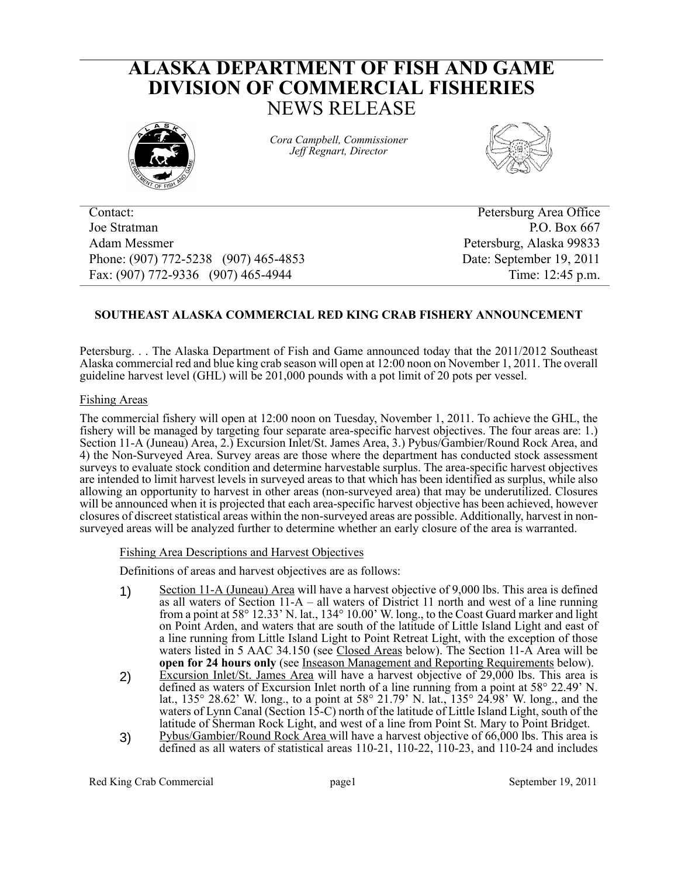# ALASKA DEPARTMENT OF FISH AND GAME
# DIVISION OF COMMERCIAL FISHERIES
## NEWS RELEASE

*Cora Campbell, Commissioner*
*Jeff Regnart, Director*

| Contact: | Petersburg Area Office |
|---|---|
| Joe Stratman | P.O. Box 667 |
| Adam Messmer | Petersburg, Alaska 99833 |
| Phone: (907) 772-5238 (907) 465-4853 | Date: September 19, 2011 |
| Fax: (907) 772-9336 (907) 465-4944 | Time: 12:45 p.m. |

### SOUTHEAST ALASKA COMMERCIAL RED KING CRAB FISHERY ANNOUNCEMENT

Petersburg. . . The Alaska Department of Fish and Game announced today that the 2011/2012 Southeast Alaska commercial red and blue king crab season will open at 12:00 noon on November 1, 2011. The overall guideline harvest level (GHL) will be 201,000 pounds with a pot limit of 20 pots per vessel.

Fishing Areas

The commercial fishery will open at 12:00 noon on Tuesday, November 1, 2011. To achieve the GHL, the fishery will be managed by targeting four separate area-specific harvest objectives. The four areas are: 1.) Section 11-A (Juneau) Area, 2.) Excursion Inlet/St. James Area, 3.) Pybus/Gambier/Round Rock Area, and 4) the Non-Surveyed Area. Survey areas are those where the department has conducted stock assessment surveys to evaluate stock condition and determine harvestable surplus. The area-specific harvest objectives are intended to limit harvest levels in surveyed areas to that which has been identified as surplus, while also allowing an opportunity to harvest in other areas (non-surveyed area) that may be underutilized. Closures will be announced when it is projected that each area-specific harvest objective has been achieved, however closures of discreet statistical areas within the non-surveyed areas are possible. Additionally, harvest in non-surveyed areas will be analyzed further to determine whether an early closure of the area is warranted.

Fishing Area Descriptions and Harvest Objectives

Definitions of areas and harvest objectives are as follows:

1) Section 11-A (Juneau) Area will have a harvest objective of 9,000 lbs. This area is defined as all waters of Section 11-A – all waters of District 11 north and west of a line running from a point at 58° 12.33' N. lat., 134° 10.00' W. long., to the Coast Guard marker and light on Point Arden, and waters that are south of the latitude of Little Island Light and east of a line running from Little Island Light to Point Retreat Light, with the exception of those waters listed in 5 AAC 34.150 (see Closed Areas below). The Section 11-A Area will be **open for 24 hours only** (see Inseason Management and Reporting Requirements below).
2) Excursion Inlet/St. James Area will have a harvest objective of 29,000 lbs. This area is defined as waters of Excursion Inlet north of a line running from a point at 58° 22.49' N. lat., 135° 28.62' W. long., to a point at 58° 21.79' N. lat., 135° 24.98' W. long., and the waters of Lynn Canal (Section 15-C) north of the latitude of Little Island Light, south of the latitude of Sherman Rock Light, and west of a line from Point St. Mary to Point Bridget.
3) Pybus/Gambier/Round Rock Area will have a harvest objective of 66,000 lbs. This area is defined as all waters of statistical areas 110-21, 110-22, 110-23, and 110-24 and includes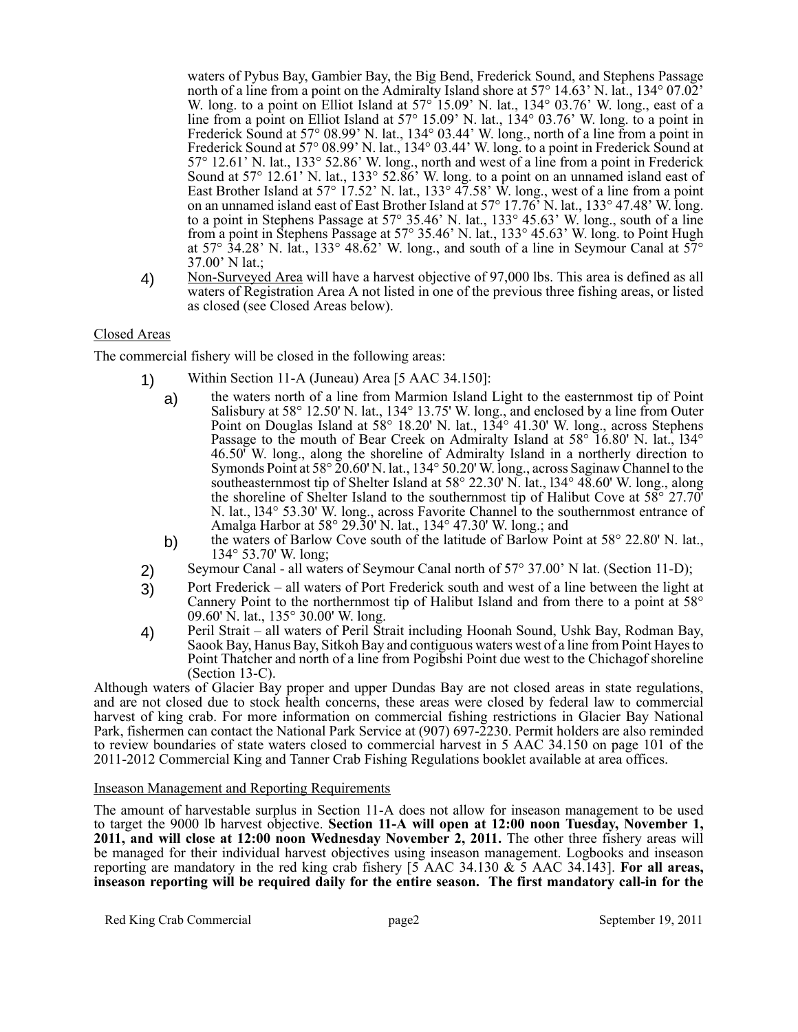waters of Pybus Bay, Gambier Bay, the Big Bend, Frederick Sound, and Stephens Passage north of a line from a point on the Admiralty Island shore at 57° 14.63' N. lat., 134° 07.02' W. long. to a point on Elliot Island at 57° 15.09' N. lat., 134° 03.76' W. long., east of a line from a point on Elliot Island at 57° 15.09' N. lat., 134° 03.76' W. long. to a point in Frederick Sound at 57° 08.99' N. lat., 134° 03.44' W. long., north of a line from a point in Frederick Sound at 57° 08.99' N. lat., 134° 03.44' W. long. to a point in Frederick Sound at 57° 12.61' N. lat., 133° 52.86' W. long., north and west of a line from a point in Frederick Sound at 57° 12.61' N. lat., 133° 52.86' W. long. to a point on an unnamed island east of East Brother Island at 57° 17.52' N. lat., 133° 47.58' W. long., west of a line from a point on an unnamed island east of East Brother Island at 57° 17.76' N. lat., 133° 47.48' W. long. to a point in Stephens Passage at 57° 35.46' N. lat., 133° 45.63' W. long., south of a line from a point in Stephens Passage at 57° 35.46' N. lat., 133° 45.63' W. long. to Point Hugh at 57° 34.28' N. lat., 133° 48.62' W. long., and south of a line in Seymour Canal at 57° 37.00' N lat.;

4) Non-Surveyed Area will have a harvest objective of 97,000 lbs. This area is defined as all waters of Registration Area A not listed in one of the previous three fishing areas, or listed as closed (see Closed Areas below).

Closed Areas

The commercial fishery will be closed in the following areas:

1) Within Section 11-A (Juneau) Area [5 AAC 34.150]:
   a) the waters north of a line from Marmion Island Light to the easternmost tip of Point Salisbury at 58° 12.50' N. lat., 134° 13.75' W. long., and enclosed by a line from Outer Point on Douglas Island at 58° 18.20' N. lat., 134° 41.30' W. long., across Stephens Passage to the mouth of Bear Creek on Admiralty Island at 58° 16.80' N. lat., 134° 46.50' W. long., along the shoreline of Admiralty Island in a northerly direction to Symonds Point at 58° 20.60' N. lat., 134° 50.20' W. long., across Saginaw Channel to the southeasternmost tip of Shelter Island at 58° 22.30' N. lat., 134° 48.60' W. long., along the shoreline of Shelter Island to the southernmost tip of Halibut Cove at 58° 27.70' N. lat., 134° 53.30' W. long., across Favorite Channel to the southernmost entrance of Amalga Harbor at 58° 29.30' N. lat., 134° 47.30' W. long.; and
   b) the waters of Barlow Cove south of the latitude of Barlow Point at 58° 22.80' N. lat., 134° 53.70' W. long;
2) Seymour Canal - all waters of Seymour Canal north of 57° 37.00' N lat. (Section 11-D);
3) Port Frederick – all waters of Port Frederick south and west of a line between the light at Cannery Point to the northernmost tip of Halibut Island and from there to a point at 58° 09.60' N. lat., 135° 30.00' W. long.
4) Peril Strait – all waters of Peril Strait including Hoonah Sound, Ushk Bay, Rodman Bay, Saook Bay, Hanus Bay, Sitkoh Bay and contiguous waters west of a line from Point Hayes to Point Thatcher and north of a line from Pogibshi Point due west to the Chichagof shoreline (Section 13-C).

Although waters of Glacier Bay proper and upper Dundas Bay are not closed areas in state regulations, and are not closed due to stock health concerns, these areas were closed by federal law to commercial harvest of king crab. For more information on commercial fishing restrictions in Glacier Bay National Park, fishermen can contact the National Park Service at (907) 697-2230. Permit holders are also reminded to review boundaries of state waters closed to commercial harvest in 5 AAC 34.150 on page 101 of the 2011-2012 Commercial King and Tanner Crab Fishing Regulations booklet available at area offices.

Inseason Management and Reporting Requirements

The amount of harvestable surplus in Section 11-A does not allow for inseason management to be used to target the 9000 lb harvest objective. **Section 11-A will open at 12:00 noon Tuesday, November 1, 2011, and will close at 12:00 noon Wednesday November 2, 2011.** The other three fishery areas will be managed for their individual harvest objectives using inseason management. Logbooks and inseason reporting are mandatory in the red king crab fishery [5 AAC 34.130 & 5 AAC 34.143]. **For all areas, inseason reporting will be required daily for the entire season. The first mandatory call-in for the**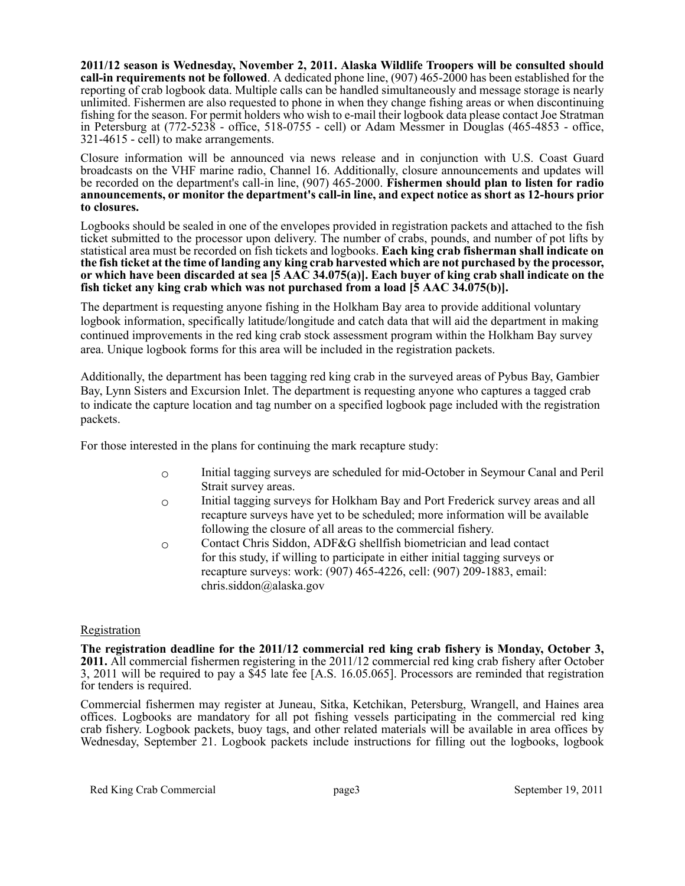**2011/12 season is Wednesday, November 2, 2011. Alaska Wildlife Troopers will be consulted should call-in requirements not be followed**. A dedicated phone line, (907) 465-2000 has been established for the reporting of crab logbook data. Multiple calls can be handled simultaneously and message storage is nearly unlimited. Fishermen are also requested to phone in when they change fishing areas or when discontinuing fishing for the season. For permit holders who wish to e-mail their logbook data please contact Joe Stratman in Petersburg at (772-5238 - office, 518-0755 - cell) or Adam Messmer in Douglas (465-4853 - office, 321-4615 - cell) to make arrangements.

Closure information will be announced via news release and in conjunction with U.S. Coast Guard broadcasts on the VHF marine radio, Channel 16. Additionally, closure announcements and updates will be recorded on the department's call-in line, (907) 465-2000. **Fishermen should plan to listen for radio announcements, or monitor the department's call-in line, and expect notice as short as 12-hours prior to closures.**

Logbooks should be sealed in one of the envelopes provided in registration packets and attached to the fish ticket submitted to the processor upon delivery. The number of crabs, pounds, and number of pot lifts by statistical area must be recorded on fish tickets and logbooks. **Each king crab fisherman shall indicate on the fish ticket at the time of landing any king crab harvested which are not purchased by the processor, or which have been discarded at sea [5 AAC 34.075(a)]. Each buyer of king crab shall indicate on the fish ticket any king crab which was not purchased from a load [5 AAC 34.075(b)].**

The department is requesting anyone fishing in the Holkham Bay area to provide additional voluntary logbook information, specifically latitude/longitude and catch data that will aid the department in making continued improvements in the red king crab stock assessment program within the Holkham Bay survey area. Unique logbook forms for this area will be included in the registration packets.

Additionally, the department has been tagging red king crab in the surveyed areas of Pybus Bay, Gambier Bay, Lynn Sisters and Excursion Inlet. The department is requesting anyone who captures a tagged crab to indicate the capture location and tag number on a specified logbook page included with the registration packets.

For those interested in the plans for continuing the mark recapture study:

- Initial tagging surveys are scheduled for mid-October in Seymour Canal and Peril Strait survey areas.
- Initial tagging surveys for Holkham Bay and Port Frederick survey areas and all recapture surveys have yet to be scheduled; more information will be available following the closure of all areas to the commercial fishery.
- Contact Chris Siddon, ADF&G shellfish biometrician and lead contact for this study, if willing to participate in either initial tagging surveys or recapture surveys: work: (907) 465-4226, cell: (907) 209-1883, email: chris.siddon@alaska.gov

## Registration

**The registration deadline for the 2011/12 commercial red king crab fishery is Monday, October 3, 2011.** All commercial fishermen registering in the 2011/12 commercial red king crab fishery after October 3, 2011 will be required to pay a $45 late fee [A.S. 16.05.065]. Processors are reminded that registration for tenders is required.

Commercial fishermen may register at Juneau, Sitka, Ketchikan, Petersburg, Wrangell, and Haines area offices. Logbooks are mandatory for all pot fishing vessels participating in the commercial red king crab fishery. Logbook packets, buoy tags, and other related materials will be available in area offices by Wednesday, September 21. Logbook packets include instructions for filling out the logbooks, logbook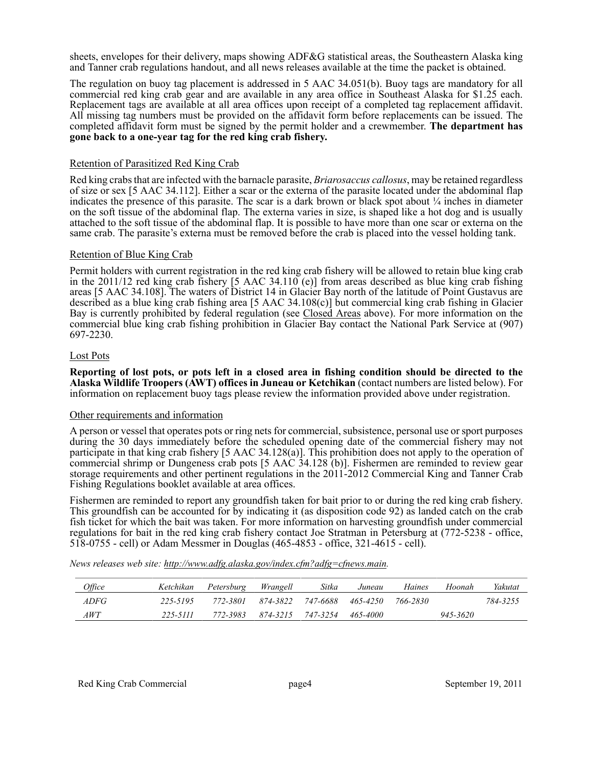sheets, envelopes for their delivery, maps showing ADF&G statistical areas, the Southeastern Alaska king and Tanner crab regulations handout, and all news releases available at the time the packet is obtained.

The regulation on buoy tag placement is addressed in 5 AAC 34.051(b). Buoy tags are mandatory for all commercial red king crab gear and are available in any area office in Southeast Alaska for $1.25 each. Replacement tags are available at all area offices upon receipt of a completed tag replacement affidavit. All missing tag numbers must be provided on the affidavit form before replacements can be issued. The completed affidavit form must be signed by the permit holder and a crewmember. **The department has gone back to a one-year tag for the red king crab fishery.**

<u>Retention of Parasitized Red King Crab</u>

Red king crabs that are infected with the barnacle parasite, *Briarosaccus callosus*, may be retained regardless of size or sex [5 AAC 34.112]. Either a scar or the externa of the parasite located under the abdominal flap indicates the presence of this parasite. The scar is a dark brown or black spot about ¼ inches in diameter on the soft tissue of the abdominal flap. The externa varies in size, is shaped like a hot dog and is usually attached to the soft tissue of the abdominal flap. It is possible to have more than one scar or externa on the same crab. The parasite's externa must be removed before the crab is placed into the vessel holding tank.

<u>Retention of Blue King Crab</u>

Permit holders with current registration in the red king crab fishery will be allowed to retain blue king crab in the 2011/12 red king crab fishery [5 AAC 34.110 (e)] from areas described as blue king crab fishing areas [5 AAC 34.108]. The waters of District 14 in Glacier Bay north of the latitude of Point Gustavus are described as a blue king crab fishing area [5 AAC 34.108(c)] but commercial king crab fishing in Glacier Bay is currently prohibited by federal regulation (see <u>Closed Areas</u> above). For more information on the commercial blue king crab fishing prohibition in Glacier Bay contact the National Park Service at (907) 697-2230.

<u>Lost Pots</u>

**Reporting of lost pots, or pots left in a closed area in fishing condition should be directed to the Alaska Wildlife Troopers (AWT) offices in Juneau or Ketchikan** (contact numbers are listed below). For information on replacement buoy tags please review the information provided above under registration.

<u>Other requirements and information</u>

A person or vessel that operates pots or ring nets for commercial, subsistence, personal use or sport purposes during the 30 days immediately before the scheduled opening date of the commercial fishery may not participate in that king crab fishery [5 AAC 34.128(a)]. This prohibition does not apply to the operation of commercial shrimp or Dungeness crab pots [5 AAC 34.128 (b)]. Fishermen are reminded to review gear storage requirements and other pertinent regulations in the 2011-2012 Commercial King and Tanner Crab Fishing Regulations booklet available at area offices.

Fishermen are reminded to report any groundfish taken for bait prior to or during the red king crab fishery. This groundfish can be accounted for by indicating it (as disposition code 92) as landed catch on the crab fish ticket for which the bait was taken. For more information on harvesting groundfish under commercial regulations for bait in the red king crab fishery contact Joe Stratman in Petersburg at (772-5238 - office, 518-0755 - cell) or Adam Messmer in Douglas (465-4853 - office, 321-4615 - cell).

*News releases web site: http://www.adfg.alaska.gov/index.cfm?adfg=cfnews.main.*

| *Office* | *Ketchikan* | *Petersburg* | *Wrangell* | *Sitka* | *Juneau* | *Haines* | *Hoonah* | *Yakutat* |
|---|---|---|---|---|---|---|---|---|
| *ADFG* | *225-5195* | *772-3801* | *874-3822* | *747-6688* | *465-4250* | *766-2830* | | *784-3255* |
| *AWT* | *225-5111* | *772-3983* | *874-3215* | *747-3254* | *465-4000* | | *945-3620* | |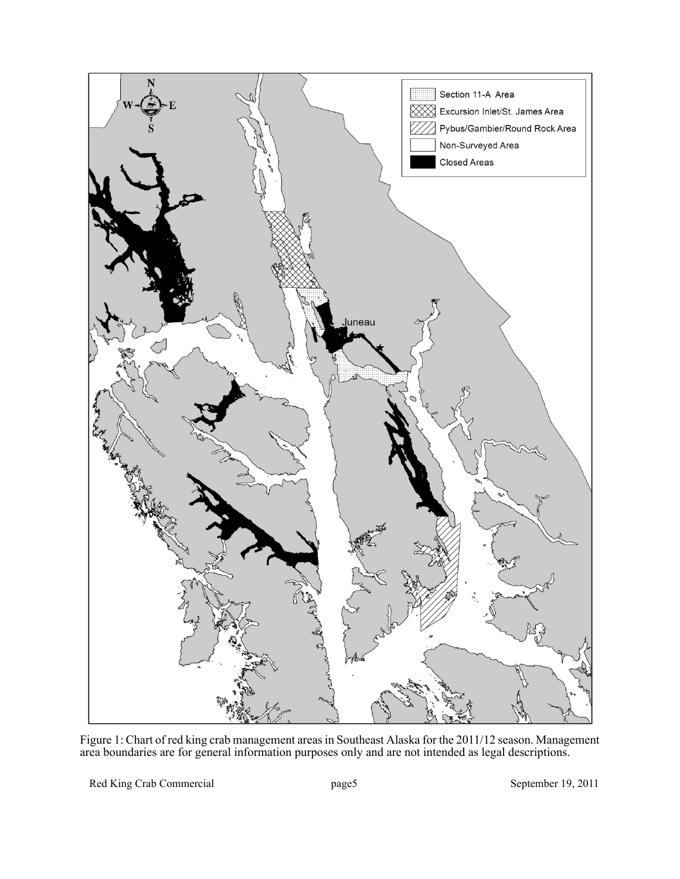N

W

E

S

Section 11-A Area

Excursion Inlet/St. James Area

Pybus/Gambier/Round Rock Area

Non-Surveyed Area

Closed Areas

Juneau

Figure 1: Chart of red king crab management areas in Southeast Alaska for the 2011/12 season. Management area boundaries are for general information purposes only and are not intended as legal descriptions.